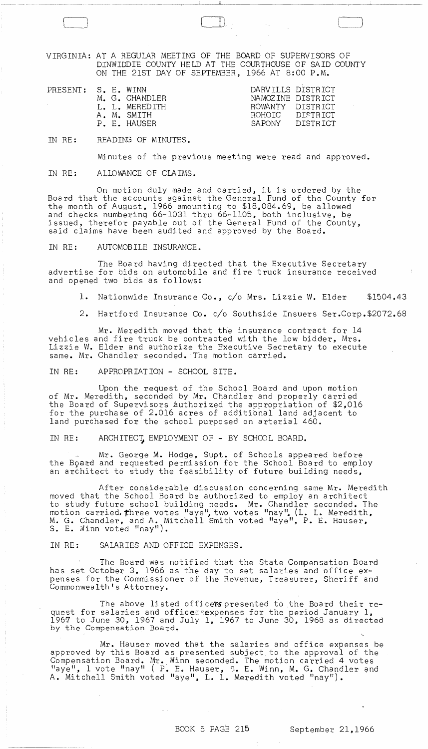VIRGINIA: AT A REGULAR MEETING OF THE BOARD OF SUPERVISORS OF DINWIDDIE COUNTY HELD AT THE COURTHOUSE OF SAID COUNTY ON THE 21ST DAY OF SEPTEMBER, 1966 AT 8:00 P.M.

| PRESENT: | | |
|---|---|---|
| | S. E. WINN | DARVILLS DISTRICT |
| | M. G. CHANDLER | NAMOZINE DISTRICT |
| | L. L. MEREDITH | ROWANTY DISTRICT |
| | A. M. SMITH | ROHOIC DISTRICT |
| | P. E. HAUSER | SAPONY DISTRICT |

IN RE: READING OF MINUTES.

Minutes of the previous meeting were read and approved.

IN RE: ALLOWANCE OF CLAIMS.

On motion duly made and carried, it is ordered by the Board that the accounts against the General Fund of the County for the month of August, 1966 amounting to $18,084.69, be allowed and checks numbering 66-1031 thru 66-1105, both inclusive, be issued, therefor payable out of the General Fund of the County, said claims have been audited and approved by the Board.

IN RE: AUTOMOBILE INSURANCE.

The Board having directed that the Executive Secretary advertise for bids on automobile and fire truck insurance received and opened two bids as follows:

1. Nationwide Insurance Co., c/o Mrs. Lizzie W. Elder $1504.43
2. Hartford Insurance Co. c/o Southside Insuers Ser.Corp.$2072.68

Mr. Meredith moved that the insurance contract for 14 vehicles and fire truck be contracted with the low bidder, Mrs. Lizzie W. Elder and authorize the Executive Secretary to execute same. Mr. Chandler seconded. The motion carried.

IN RE: APPROPRIATION - SCHOOL SITE.

Upon the request of the School Board and upon motion of Mr. Meredith, seconded by Mr. Chandler and properly carried the Board of Supervisors authorized the appropriation of $2,016 for the purchase of 2.016 acres of additional land adjacent to land purchased for the school purposed on arterial 460.

IN RE: ARCHITECT, EMPLOYMENT OF - BY SCHOOL BOARD.

Mr. George M. Hodge, Supt. of Schools appeared before the Board and requested permission for the School Board to employ an architect to study the feasibility of future building needs,

After considerable discussion concerning same Mr. Meredith moved that the School Board be authorized to employ an architect to study future school building needs. Mr. Chandler seconded. The motion carried, three votes "aye", two votes "nay". (L. L. Meredith, M. G. Chandler, and A. Mitchell Smith voted "aye", P. E. Hauser, S. E. Winn voted "nay").

IN RE: SALARIES AND OFFICE EXPENSES.

The Board was notified that the State Compensation Board has set October 3, 1966 as the day to set salaries and office expenses for the Commissioner of the Revenue, Treasurer, Sheriff and Commonwealth's Attorney.

The above listed officers presented to the Board their request for salaries and offices expenses for the period January 1, 1967 to June 30, 1967 and July 1, 1967 to June 30, 1968 as directed by the Compensation Board.

Mr. Hauser moved that the salaries and office expenses be approved by this Board as presented subject to the approval of the Compensation Board. Mr. Winn seconded. The motion carried 4 votes "aye", 1 vote "nay" ( P. E. Hauser, S. E. Winn, M. G. Chandler and A. Mitchell Smith voted "aye", L. L. Meredith voted "nay").

BOOK 5 PAGE 215 September 21,1966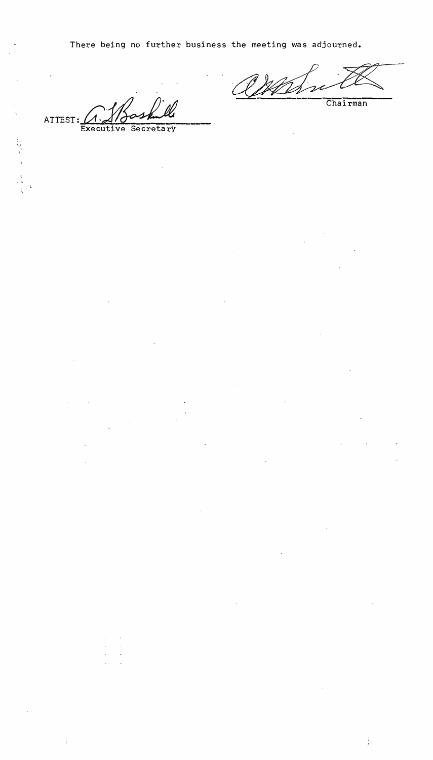There being no further business the meeting was adjourned.

Chairman

ATTEST: Executive Secretary